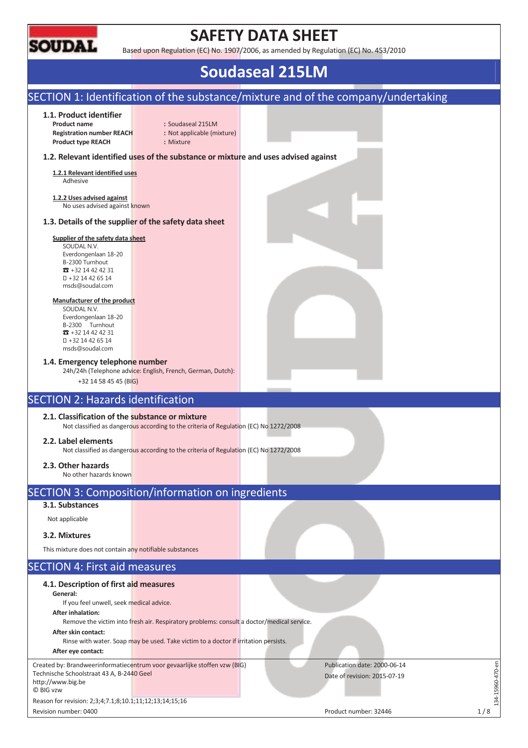# SAFETY DATA SHEET

Based upon Regulation (EC) No. 1907/2006, as amended by Regulation (EC) No. 453/2010

# Soudaseal 215LM

## SECTION 1: Identification of the substance/mixture and of the company/undertaking

### 1.1. Product identifier

**Product name** : Soudaseal 215LM
**Registration number REACH** : Not applicable (mixture)
**Product type REACH** : Mixture

### 1.2. Relevant identified uses of the substance or mixture and uses advised against

**1.2.1 Relevant identified uses**

Adhesive

**1.2.2 Uses advised against**

No uses advised against known

### 1.3. Details of the supplier of the safety data sheet

**Supplier of the safety data sheet**

SOUDAL N.V.
Everdongenlaan 18-20
B-2300 Turnhout
☎ +32 14 42 42 31
+32 14 42 65 14
msds@soudal.com

**Manufacturer of the product**

SOUDAL N.V.
Everdongenlaan 18-20
B-2300 Turnhout
☎ +32 14 42 42 31
+32 14 42 65 14
msds@soudal.com

### 1.4. Emergency telephone number

24h/24h (Telephone advice: English, French, German, Dutch):

+32 14 58 45 45 (BIG)

## SECTION 2: Hazards identification

### 2.1. Classification of the substance or mixture

Not classified as dangerous according to the criteria of Regulation (EC) No 1272/2008

### 2.2. Label elements

Not classified as dangerous according to the criteria of Regulation (EC) No 1272/2008

### 2.3. Other hazards

No other hazards known

## SECTION 3: Composition/information on ingredients

### 3.1. Substances

Not applicable

### 3.2. Mixtures

This mixture does not contain any notifiable substances

## SECTION 4: First aid measures

### 4.1. Description of first aid measures

**General:**

If you feel unwell, seek medical advice.

**After inhalation:**

Remove the victim into fresh air. Respiratory problems: consult a doctor/medical service.

**After skin contact:**

Rinse with water. Soap may be used. Take victim to a doctor if irritation persists.

**After eye contact:**

Created by: Brandweerinformatiecentrum voor gevaarlijke stoffen vzw (BIG)
Technische Schoolstraat 43 A, B-2440 Geel
http://www.big.be
© BIG vzw

Reason for revision: 2;3;4;7.1;8;10.1;11;12;13;14;15;16
Revision number: 0400

Publication date: 2000-06-14
Date of revision: 2015-07-19
Product number: 32446

134-15960-470-en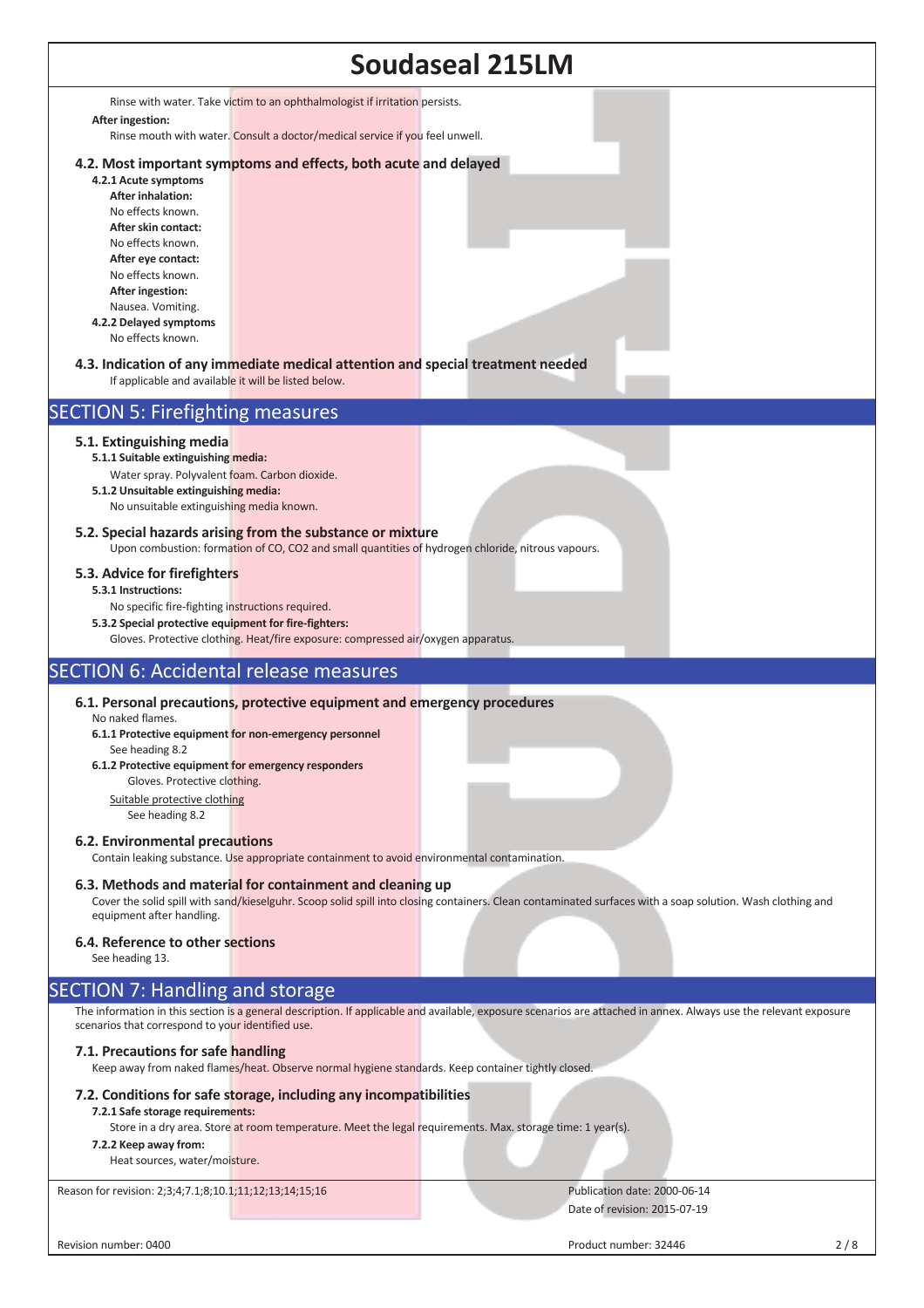Rinse with water. Take victim to an ophthalmologist if irritation persists.

**After ingestion:**

Rinse mouth with water. Consult a doctor/medical service if you feel unwell.

### 4.2. Most important symptoms and effects, both acute and delayed

**4.2.1 Acute symptoms**

**After inhalation:**

No effects known.

**After skin contact:**

No effects known.

**After eye contact:**

No effects known.

**After ingestion:**

Nausea. Vomiting.

**4.2.2 Delayed symptoms**

No effects known.

### 4.3. Indication of any immediate medical attention and special treatment needed

If applicable and available it will be listed below.

## SECTION 5: Firefighting measures

### 5.1. Extinguishing media

**5.1.1 Suitable extinguishing media:**

Water spray. Polyvalent foam. Carbon dioxide.

**5.1.2 Unsuitable extinguishing media:**

No unsuitable extinguishing media known.

### 5.2. Special hazards arising from the substance or mixture

Upon combustion: formation of CO, CO2 and small quantities of hydrogen chloride, nitrous vapours.

### 5.3. Advice for firefighters

**5.3.1 Instructions:**

No specific fire-fighting instructions required.

**5.3.2 Special protective equipment for fire-fighters:**

Gloves. Protective clothing. Heat/fire exposure: compressed air/oxygen apparatus.

## SECTION 6: Accidental release measures

### 6.1. Personal precautions, protective equipment and emergency procedures

No naked flames.

**6.1.1 Protective equipment for non-emergency personnel**

See heading 8.2

**6.1.2 Protective equipment for emergency responders**

Gloves. Protective clothing.

Suitable protective clothing

See heading 8.2

### 6.2. Environmental precautions

Contain leaking substance. Use appropriate containment to avoid environmental contamination.

### 6.3. Methods and material for containment and cleaning up

Cover the solid spill with sand/kieselguhr. Scoop solid spill into closing containers. Clean contaminated surfaces with a soap solution. Wash clothing and equipment after handling.

### 6.4. Reference to other sections

See heading 13.

## SECTION 7: Handling and storage

The information in this section is a general description. If applicable and available, exposure scenarios are attached in annex. Always use the relevant exposure scenarios that correspond to your identified use.

### 7.1. Precautions for safe handling

Keep away from naked flames/heat. Observe normal hygiene standards. Keep container tightly closed.

### 7.2. Conditions for safe storage, including any incompatibilities

**7.2.1 Safe storage requirements:**

Store in a dry area. Store at room temperature. Meet the legal requirements. Max. storage time: 1 year(s).

**7.2.2 Keep away from:**

Heat sources, water/moisture.

Reason for revision: 2;3;4;7.1;8;10.1;11;12;13;14;15;16

Publication date: 2000-06-14

Date of revision: 2015-07-19

Revision number: 0400

Product number: 32446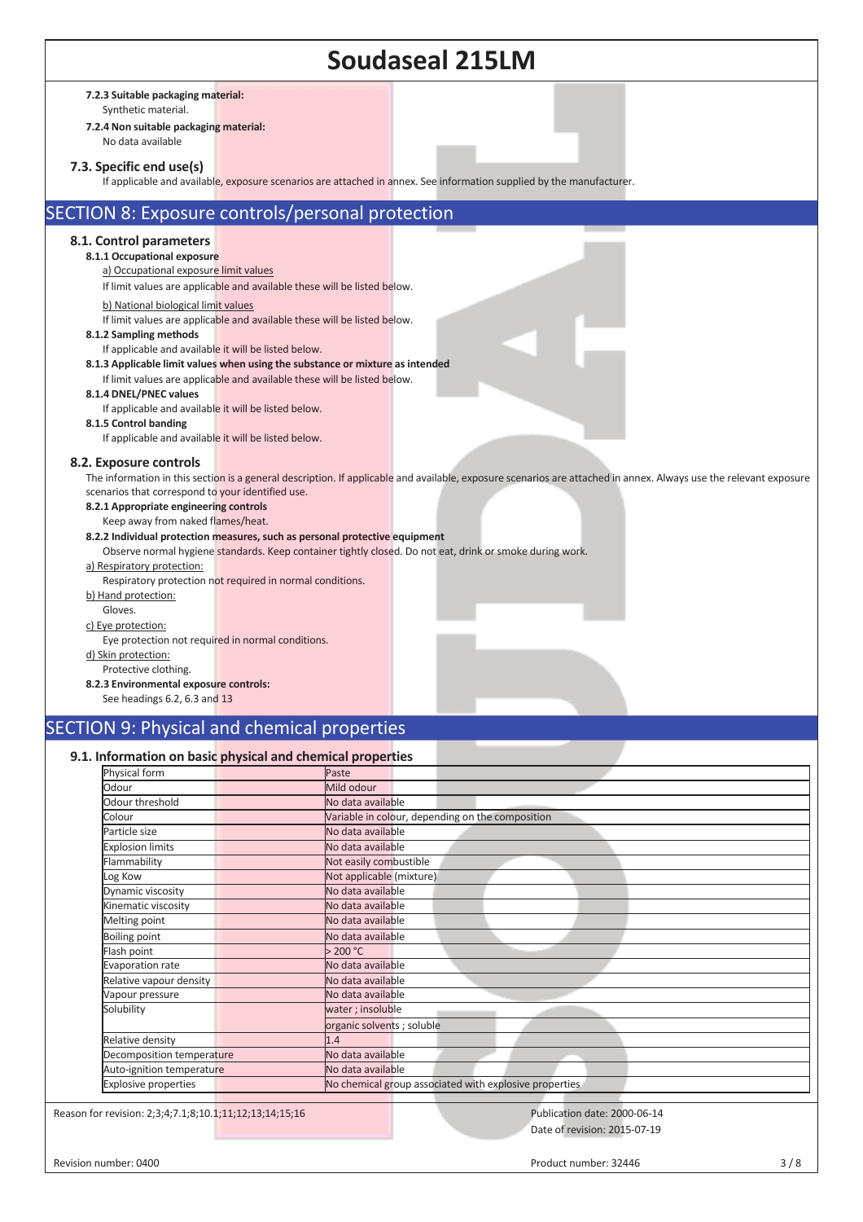**7.2.3 Suitable packaging material:**

Synthetic material.

**7.2.4 Non suitable packaging material:**

No data available

### 7.3. Specific end use(s)

If applicable and available, exposure scenarios are attached in annex. See information supplied by the manufacturer.

## SECTION 8: Exposure controls/personal protection

### 8.1. Control parameters

**8.1.1 Occupational exposure**

a) Occupational exposure limit values

If limit values are applicable and available these will be listed below.

b) National biological limit values

If limit values are applicable and available these will be listed below.

**8.1.2 Sampling methods**

If applicable and available it will be listed below.

**8.1.3 Applicable limit values when using the substance or mixture as intended**

If limit values are applicable and available these will be listed below.

**8.1.4 DNEL/PNEC values**

If applicable and available it will be listed below.

**8.1.5 Control banding**

If applicable and available it will be listed below.

### 8.2. Exposure controls

The information in this section is a general description. If applicable and available, exposure scenarios are attached in annex. Always use the relevant exposure scenarios that correspond to your identified use.

**8.2.1 Appropriate engineering controls**

Keep away from naked flames/heat.

**8.2.2 Individual protection measures, such as personal protective equipment**

Observe normal hygiene standards. Keep container tightly closed. Do not eat, drink or smoke during work.

a) Respiratory protection:

Respiratory protection not required in normal conditions.

b) Hand protection:

Gloves.

c) Eye protection:

Eye protection not required in normal conditions.

d) Skin protection:

Protective clothing.

**8.2.3 Environmental exposure controls:**

See headings 6.2, 6.3 and 13

## SECTION 9: Physical and chemical properties

### 9.1. Information on basic physical and chemical properties

| Property | Value |
|---|---|
| Physical form | Paste |
| Odour | Mild odour |
| Odour threshold | No data available |
| Colour | Variable in colour, depending on the composition |
| Particle size | No data available |
| Explosion limits | No data available |
| Flammability | Not easily combustible |
| Log Kow | Not applicable (mixture) |
| Dynamic viscosity | No data available |
| Kinematic viscosity | No data available |
| Melting point | No data available |
| Boiling point | No data available |
| Flash point | > 200 °C |
| Evaporation rate | No data available |
| Relative vapour density | No data available |
| Vapour pressure | No data available |
| Solubility | water ; insoluble |
| | organic solvents ; soluble |
| Relative density | 1.4 |
| Decomposition temperature | No data available |
| Auto-ignition temperature | No data available |
| Explosive properties | No chemical group associated with explosive properties |

Reason for revision: 2;3;4;7.1;8;10.1;11;12;13;14;15;16

Publication date: 2000-06-14

Date of revision: 2015-07-19

Revision number: 0400

Product number: 32446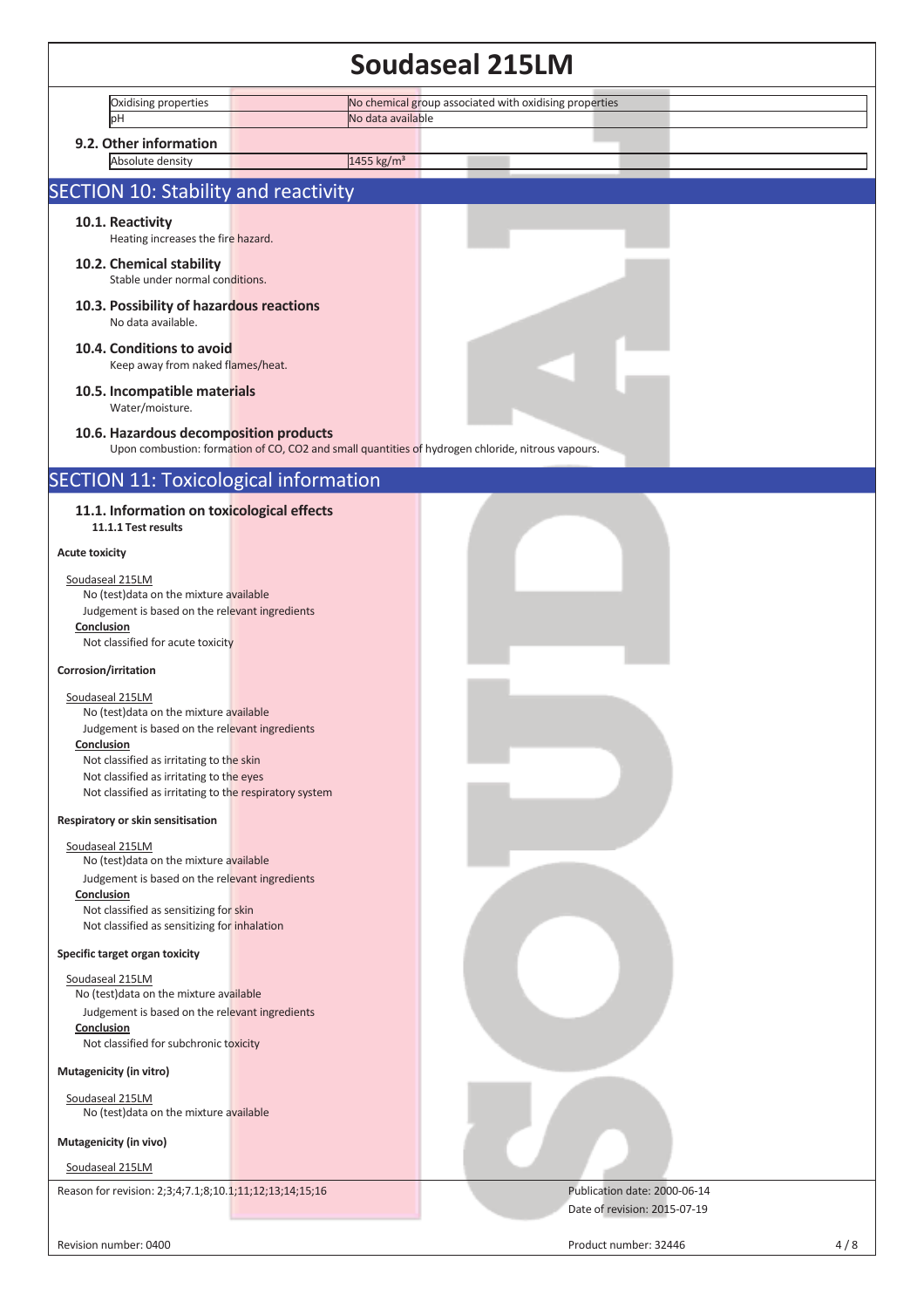| Oxidising properties | No chemical group associated with oxidising properties |
| --- | --- |
| pH | No data available |

### 9.2. Other information

| Absolute density | 1455 kg/m³ |
| --- | --- |

## SECTION 10: Stability and reactivity

### 10.1. Reactivity

Heating increases the fire hazard.

### 10.2. Chemical stability

Stable under normal conditions.

### 10.3. Possibility of hazardous reactions

No data available.

### 10.4. Conditions to avoid

Keep away from naked flames/heat.

### 10.5. Incompatible materials

Water/moisture.

### 10.6. Hazardous decomposition products

Upon combustion: formation of CO, $CO_2$ and small quantities of hydrogen chloride, nitrous vapours.

## SECTION 11: Toxicological information

### 11.1. Information on toxicological effects

**11.1.1 Test results**

**Acute toxicity**

Soudaseal 215LM

No (test)data on the mixture available

Judgement is based on the relevant ingredients

**Conclusion**

Not classified for acute toxicity

**Corrosion/irritation**

Soudaseal 215LM

No (test)data on the mixture available

Judgement is based on the relevant ingredients

**Conclusion**

Not classified as irritating to the skin

Not classified as irritating to the eyes

Not classified as irritating to the respiratory system

**Respiratory or skin sensitisation**

Soudaseal 215LM

No (test)data on the mixture available

Judgement is based on the relevant ingredients

**Conclusion**

Not classified as sensitizing for skin

Not classified as sensitizing for inhalation

**Specific target organ toxicity**

Soudaseal 215LM

No (test)data on the mixture available

Judgement is based on the relevant ingredients

**Conclusion**

Not classified for subchronic toxicity

**Mutagenicity (in vitro)**

Soudaseal 215LM

No (test)data on the mixture available

**Mutagenicity (in vivo)**

Soudaseal 215LM

Reason for revision: 2;3;4;7.1;8;10.1;11;12;13;14;15;16

Publication date: 2000-06-14

Date of revision: 2015-07-19

Revision number: 0400

Product number: 32446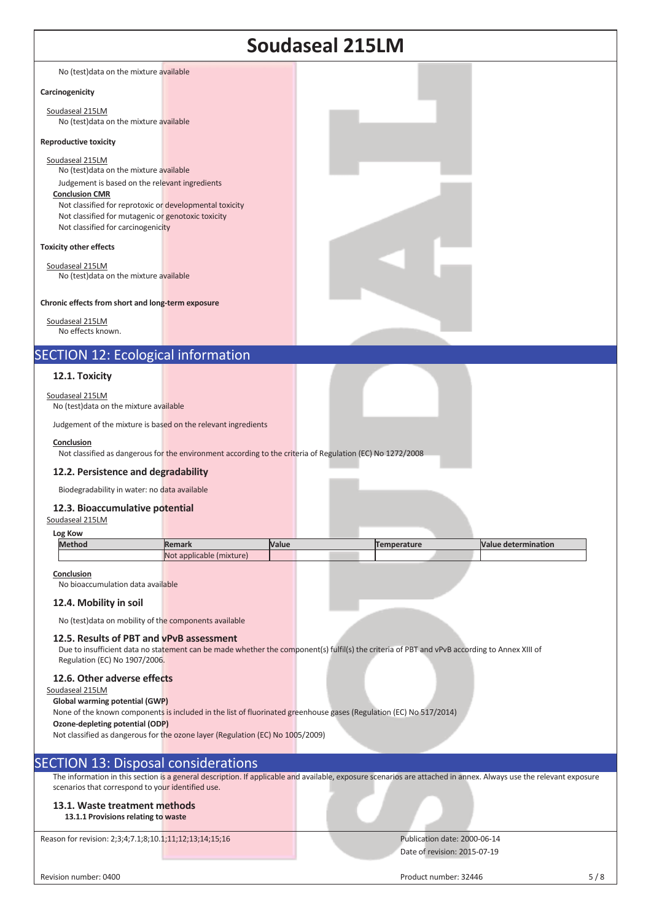No (test)data on the mixture available

**Carcinogenicity**

Soudaseal 215LM

No (test)data on the mixture available

**Reproductive toxicity**

Soudaseal 215LM

No (test)data on the mixture available

Judgement is based on the relevant ingredients

**Conclusion CMR**

Not classified for reprotoxic or developmental toxicity

Not classified for mutagenic or genotoxic toxicity

Not classified for carcinogenicity

**Toxicity other effects**

Soudaseal 215LM

No (test)data on the mixture available

**Chronic effects from short and long-term exposure**

Soudaseal 215LM

No effects known.

## SECTION 12: Ecological information

### 12.1. Toxicity

Soudaseal 215LM

No (test)data on the mixture available

Judgement of the mixture is based on the relevant ingredients

**Conclusion**

Not classified as dangerous for the environment according to the criteria of Regulation (EC) No 1272/2008

### 12.2. Persistence and degradability

Biodegradability in water: no data available

### 12.3. Bioaccumulative potential

Soudaseal 215LM

**Log Kow**

| Method | Remark | Value | Temperature | Value determination |
|---|---|---|---|---|
| | Not applicable (mixture) | | | |

**Conclusion**

No bioaccumulation data available

### 12.4. Mobility in soil

No (test)data on mobility of the components available

### 12.5. Results of PBT and vPvB assessment

Due to insufficient data no statement can be made whether the component(s) fulfil(s) the criteria of PBT and vPvB according to Annex XIII of Regulation (EC) No 1907/2006.

### 12.6. Other adverse effects

Soudaseal 215LM

**Global warming potential (GWP)**

None of the known components is included in the list of fluorinated greenhouse gases (Regulation (EC) No 517/2014)

**Ozone-depleting potential (ODP)**

Not classified as dangerous for the ozone layer (Regulation (EC) No 1005/2009)

## SECTION 13: Disposal considerations

The information in this section is a general description. If applicable and available, exposure scenarios are attached in annex. Always use the relevant exposure scenarios that correspond to your identified use.

### 13.1. Waste treatment methods

**13.1.1 Provisions relating to waste**

Reason for revision: 2;3;4;7.1;8;10.1;11;12;13;14;15;16

Publication date: 2000-06-14

Date of revision: 2015-07-19

Revision number: 0400

Product number: 32446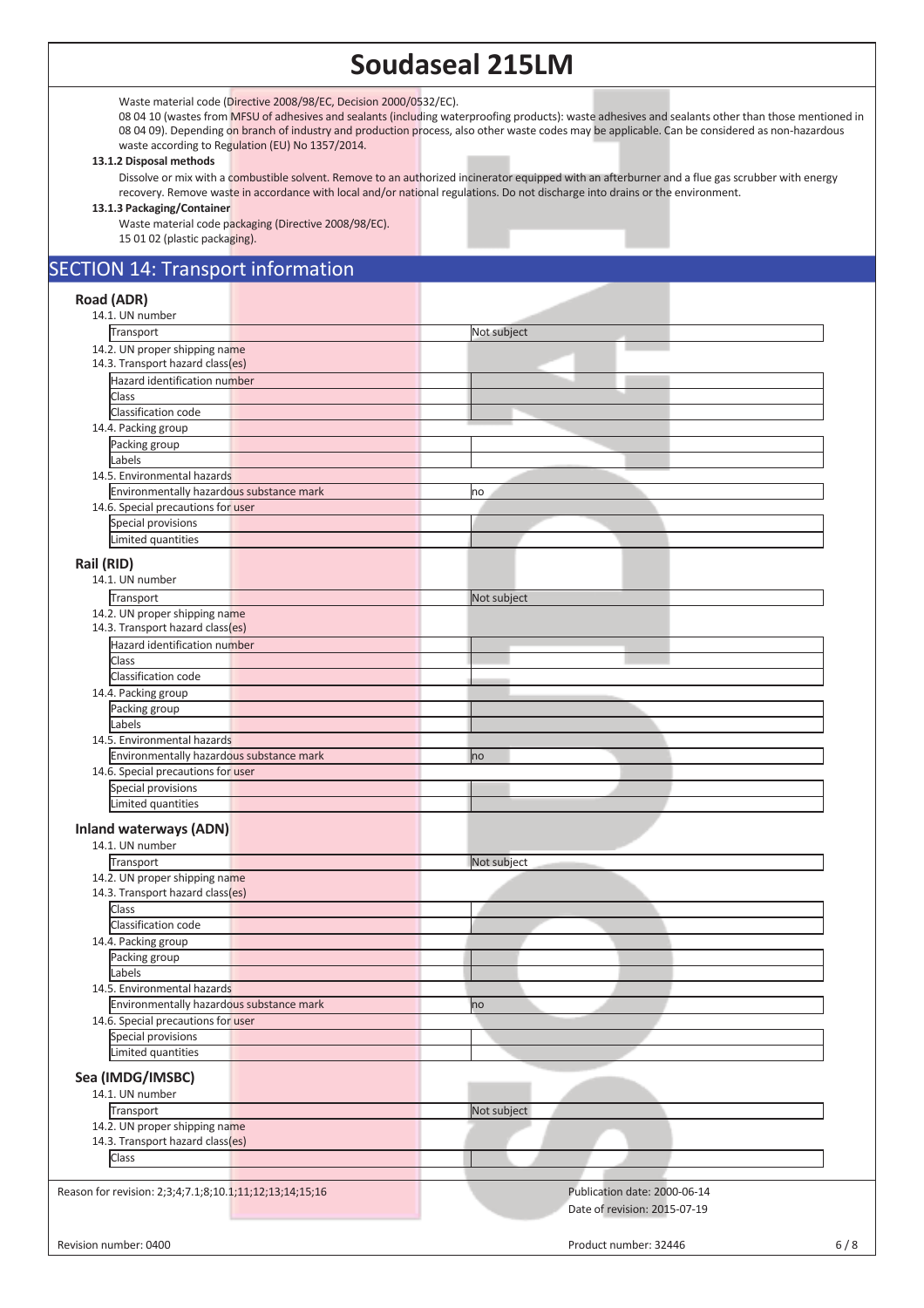Waste material code (Directive 2008/98/EC, Decision 2000/0532/EC).

08 04 10 (wastes from MFSU of adhesives and sealants (including waterproofing products): waste adhesives and sealants other than those mentioned in 08 04 09). Depending on branch of industry and production process, also other waste codes may be applicable. Can be considered as non-hazardous waste according to Regulation (EU) No 1357/2014.

**13.1.2 Disposal methods**

Dissolve or mix with a combustible solvent. Remove to an authorized incinerator equipped with an afterburner and a flue gas scrubber with energy recovery. Remove waste in accordance with local and/or national regulations. Do not discharge into drains or the environment.

**13.1.3 Packaging/Container**

Waste material code packaging (Directive 2008/98/EC).

15 01 02 (plastic packaging).

## SECTION 14: Transport information

### Road (ADR)

14.1. UN number

| | |
|---|---|
| Transport | Not subject |

14.2. UN proper shipping name

14.3. Transport hazard class(es)

| | |
|---|---|
| Hazard identification number | |
| Class | |
| Classification code | |

14.4. Packing group

| | |
|---|---|
| Packing group | |
| Labels | |

14.5. Environmental hazards

| | |
|---|---|
| Environmentally hazardous substance mark | no |

14.6. Special precautions for user

| | |
|---|---|
| Special provisions | |
| Limited quantities | |

### Rail (RID)

14.1. UN number

| | |
|---|---|
| Transport | Not subject |

14.2. UN proper shipping name

14.3. Transport hazard class(es)

| | |
|---|---|
| Hazard identification number | |
| Class | |
| Classification code | |

14.4. Packing group

| | |
|---|---|
| Packing group | |
| Labels | |

14.5. Environmental hazards

| | |
|---|---|
| Environmentally hazardous substance mark | no |

14.6. Special precautions for user

| | |
|---|---|
| Special provisions | |
| Limited quantities | |

### Inland waterways (ADN)

14.1. UN number

| | |
|---|---|
| Transport | Not subject |

14.2. UN proper shipping name

14.3. Transport hazard class(es)

| | |
|---|---|
| Class | |
| Classification code | |

14.4. Packing group

| | |
|---|---|
| Packing group | |
| Labels | |

14.5. Environmental hazards

| | |
|---|---|
| Environmentally hazardous substance mark | no |

14.6. Special precautions for user

| | |
|---|---|
| Special provisions | |
| Limited quantities | |

### Sea (IMDG/IMSBC)

14.1. UN number

| | |
|---|---|
| Transport | Not subject |

14.2. UN proper shipping name

14.3. Transport hazard class(es)

| | |
|---|---|
| Class | |

Reason for revision: 2;3;4;7.1;8;10.1;11;12;13;14;15;16

Publication date: 2000-06-14

Date of revision: 2015-07-19

Revision number: 0400

Product number: 32446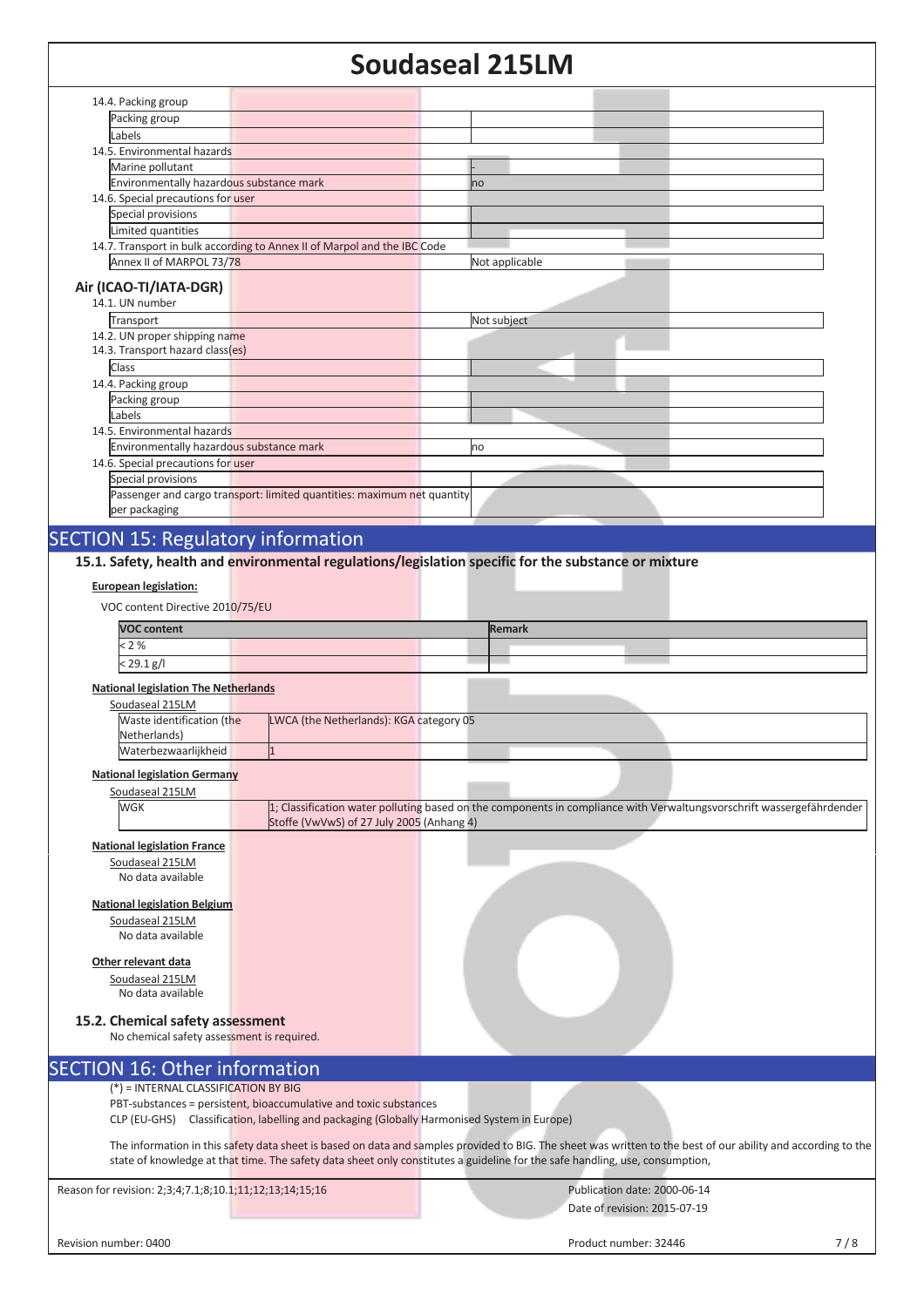14.4. Packing group

| Packing group | |
|---|---|
| Labels | |

14.5. Environmental hazards

| Marine pollutant | - |
|---|---|
| Environmentally hazardous substance mark | no |

14.6. Special precautions for user

| Special provisions | |
|---|---|
| Limited quantities | |

14.7. Transport in bulk according to Annex II of Marpol and the IBC Code

| Annex II of MARPOL 73/78 | Not applicable |
|---|---|

### Air (ICAO-TI/IATA-DGR)

14.1. UN number

| Transport | Not subject |
|---|---|

14.2. UN proper shipping name

14.3. Transport hazard class(es)

| Class | |
|---|---|

14.4. Packing group

| Packing group | |
|---|---|
| Labels | |

14.5. Environmental hazards

| Environmentally hazardous substance mark | no |
|---|---|

14.6. Special precautions for user

| Special provisions | |
|---|---|
| Passenger and cargo transport: limited quantities: maximum net quantity per packaging | |

## SECTION 15: Regulatory information

### 15.1. Safety, health and environmental regulations/legislation specific for the substance or mixture

**European legislation:**

VOC content Directive 2010/75/EU

| VOC content | Remark |
|---|---|
| < 2 % | |
| < 29.1 g/l | |

**National legislation The Netherlands**

Soudaseal 215LM

| Waste identification (the Netherlands) | LWCA (the Netherlands): KGA category 05 |
|---|---|
| Waterbezwaarlijkheid | 1 |

**National legislation Germany**

Soudaseal 215LM

| WGK | 1; Classification water polluting based on the components in compliance with Verwaltungsvorschrift wassergefährdender Stoffe (VwVwS) of 27 July 2005 (Anhang 4) |
|---|---|

**National legislation France**

Soudaseal 215LM

No data available

**National legislation Belgium**

Soudaseal 215LM

No data available

**Other relevant data**

Soudaseal 215LM

No data available

### 15.2. Chemical safety assessment

No chemical safety assessment is required.

## SECTION 16: Other information

(*) = INTERNAL CLASSIFICATION BY BIG

PBT-substances = persistent, bioaccumulative and toxic substances

CLP (EU-GHS) Classification, labelling and packaging (Globally Harmonised System in Europe)

The information in this safety data sheet is based on data and samples provided to BIG. The sheet was written to the best of our ability and according to the state of knowledge at that time. The safety data sheet only constitutes a guideline for the safe handling, use, consumption,

Reason for revision: 2;3;4;7.1;8;10.1;11;12;13;14;15;16

Publication date: 2000-06-14

Date of revision: 2015-07-19

Revision number: 0400

Product number: 32446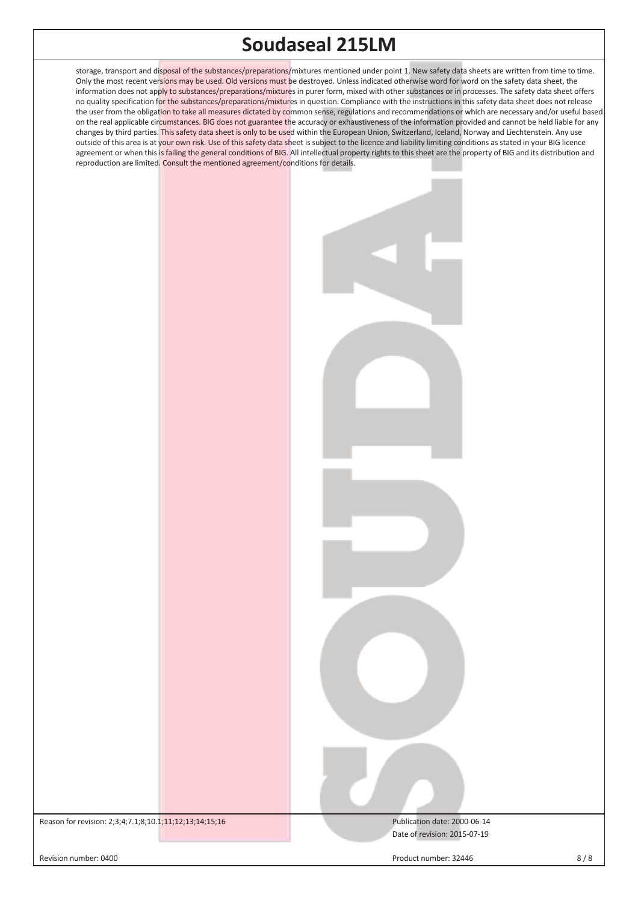storage, transport and disposal of the substances/preparations/mixtures mentioned under point 1. New safety data sheets are written from time to time. Only the most recent versions may be used. Old versions must be destroyed. Unless indicated otherwise word for word on the safety data sheet, the information does not apply to substances/preparations/mixtures in purer form, mixed with other substances or in processes. The safety data sheet offers no quality specification for the substances/preparations/mixtures in question. Compliance with the instructions in this safety data sheet does not release the user from the obligation to take all measures dictated by common sense, regulations and recommendations or which are necessary and/or useful based on the real applicable circumstances. BIG does not guarantee the accuracy or exhaustiveness of the information provided and cannot be held liable for any changes by third parties. This safety data sheet is only to be used within the European Union, Switzerland, Iceland, Norway and Liechtenstein. Any use outside of this area is at your own risk. Use of this safety data sheet is subject to the licence and liability limiting conditions as stated in your BIG licence agreement or when this is failing the general conditions of BIG. All intellectual property rights to this sheet are the property of BIG and its distribution and reproduction are limited. Consult the mentioned agreement/conditions for details.

Reason for revision: 2;3;4;7.1;8;10.1;11;12;13;14;15;16

Publication date: 2000-06-14
Date of revision: 2015-07-19

Revision number: 0400

Product number: 32446